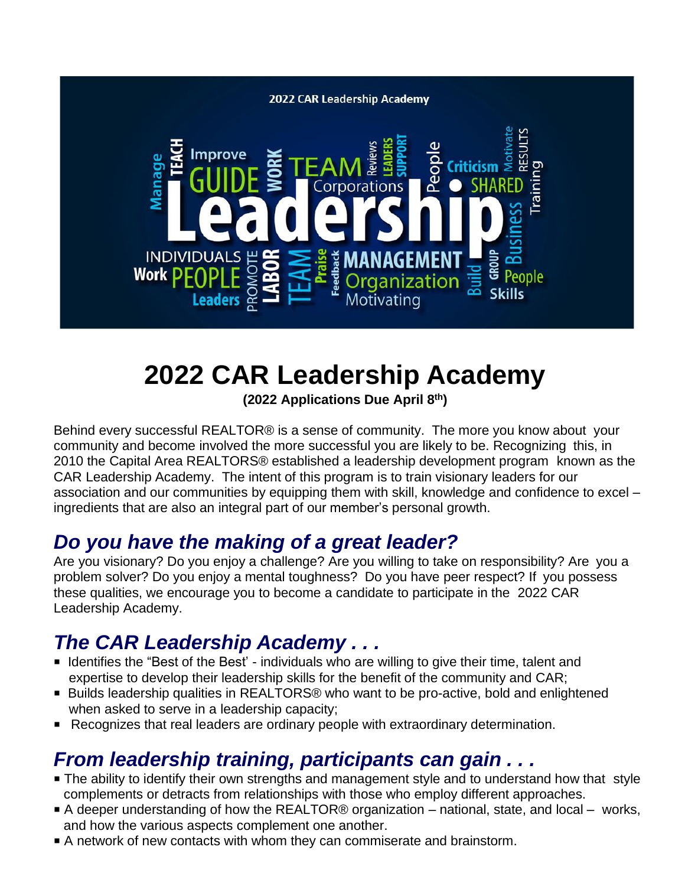# 2022 CAR Leadership Academy

**(2022 Applications Due April 8th)**

Behind every successful REALTOR® is a sense of community. The more you know about your community and become involved the more successful you are likely to be. Recognizing this, in 2010 the Capital Area REALTORS® established a leadership development program known as the CAR Leadership Academy. The intent of this program is to train visionary leaders for our association and our communities by equipping them with skill, knowledge and confidence to excel – ingredients that are also an integral part of our member's personal growth.

## *Do you have the making of a great leader?*

Are you visionary? Do you enjoy a challenge? Are you willing to take on responsibility? Are you a problem solver? Do you enjoy a mental toughness? Do you have peer respect? If you possess these qualities, we encourage you to become a candidate to participate in the 2022 CAR Leadership Academy.

## *The CAR Leadership Academy . . .*

- Identifies the "Best of the Best' - individuals who are willing to give their time, talent and expertise to develop their leadership skills for the benefit of the community and CAR;
- Builds leadership qualities in REALTORS® who want to be pro-active, bold and enlightened when asked to serve in a leadership capacity;
- Recognizes that real leaders are ordinary people with extraordinary determination.

## *From leadership training, participants can gain . . .*

- The ability to identify their own strengths and management style and to understand how that style complements or detracts from relationships with those who employ different approaches.
- A deeper understanding of how the REALTOR® organization – national, state, and local – works, and how the various aspects complement one another.
- A network of new contacts with whom they can commiserate and brainstorm.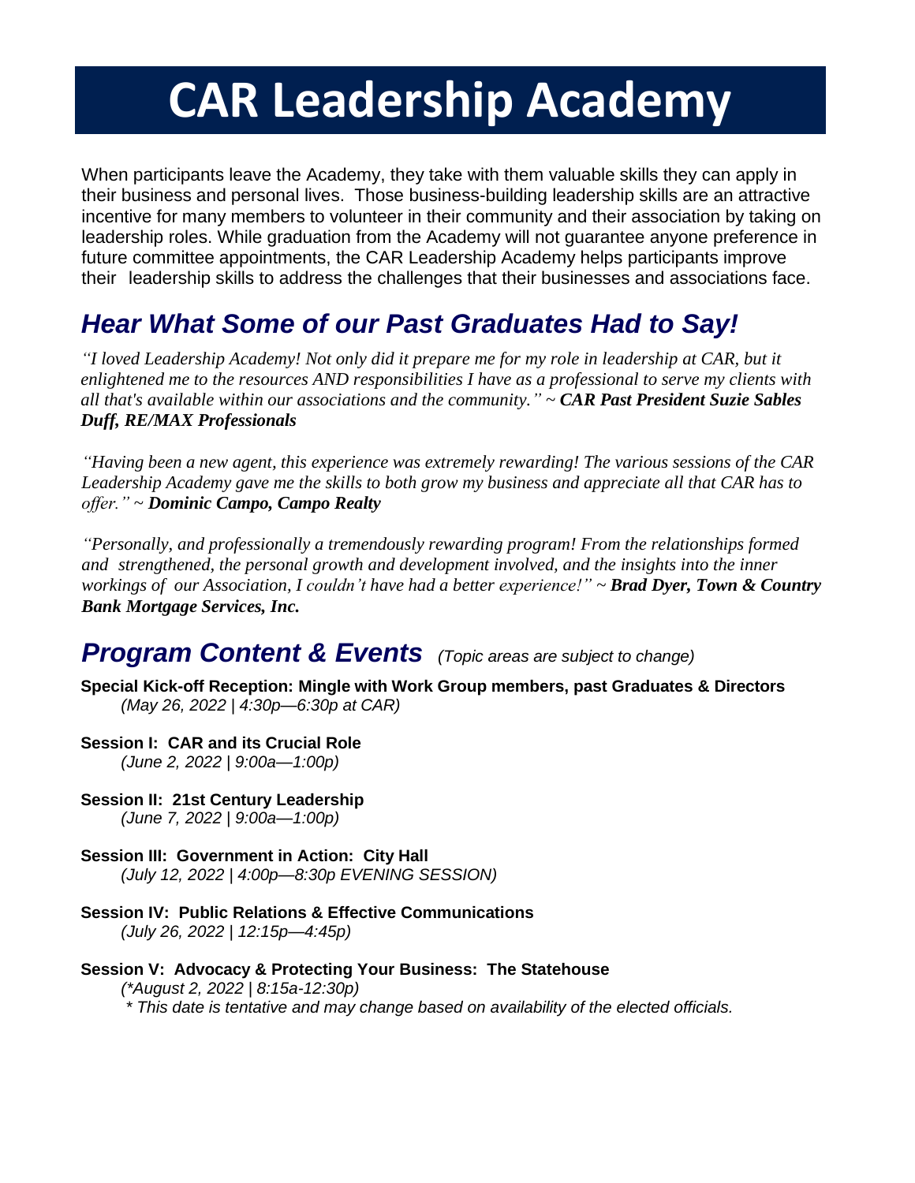# CAR Leadership Academy

When participants leave the Academy, they take with them valuable skills they can apply in their business and personal lives. Those business-building leadership skills are an attractive incentive for many members to volunteer in their community and their association by taking on leadership roles. While graduation from the Academy will not guarantee anyone preference in future committee appointments, the CAR Leadership Academy helps participants improve their leadership skills to address the challenges that their businesses and associations face.

## *Hear What Some of our Past Graduates Had to Say!*

*"I loved Leadership Academy! Not only did it prepare me for my role in leadership at CAR, but it enlightened me to the resources AND responsibilities I have as a professional to serve my clients with all that's available within our associations and the community."* ~ ***CAR Past President Suzie Sables Duff, RE/MAX Professionals***

*"Having been a new agent, this experience was extremely rewarding! The various sessions of the CAR Leadership Academy gave me the skills to both grow my business and appreciate all that CAR has to offer."* ~ ***Dominic Campo, Campo Realty***

*"Personally, and professionally a tremendously rewarding program! From the relationships formed and strengthened, the personal growth and development involved, and the insights into the inner workings of our Association, I couldn't have had a better experience!"* ~ ***Brad Dyer, Town & Country Bank Mortgage Services, Inc.***

## *Program Content & Events* *(Topic areas are subject to change)*

**Special Kick-off Reception: Mingle with Work Group members, past Graduates & Directors**
*(May 26, 2022 | 4:30p—6:30p at CAR)*

**Session I: CAR and its Crucial Role**
*(June 2, 2022 | 9:00a—1:00p)*

**Session II: 21st Century Leadership**
*(June 7, 2022 | 9:00a—1:00p)*

**Session III: Government in Action: City Hall**
*(July 12, 2022 | 4:00p—8:30p EVENING SESSION)*

**Session IV: Public Relations & Effective Communications**
*(July 26, 2022 | 12:15p—4:45p)*

**Session V: Advocacy & Protecting Your Business: The Statehouse**
*(*August 2, 2022 | 8:15a-12:30p)*
*\* This date is tentative and may change based on availability of the elected officials.*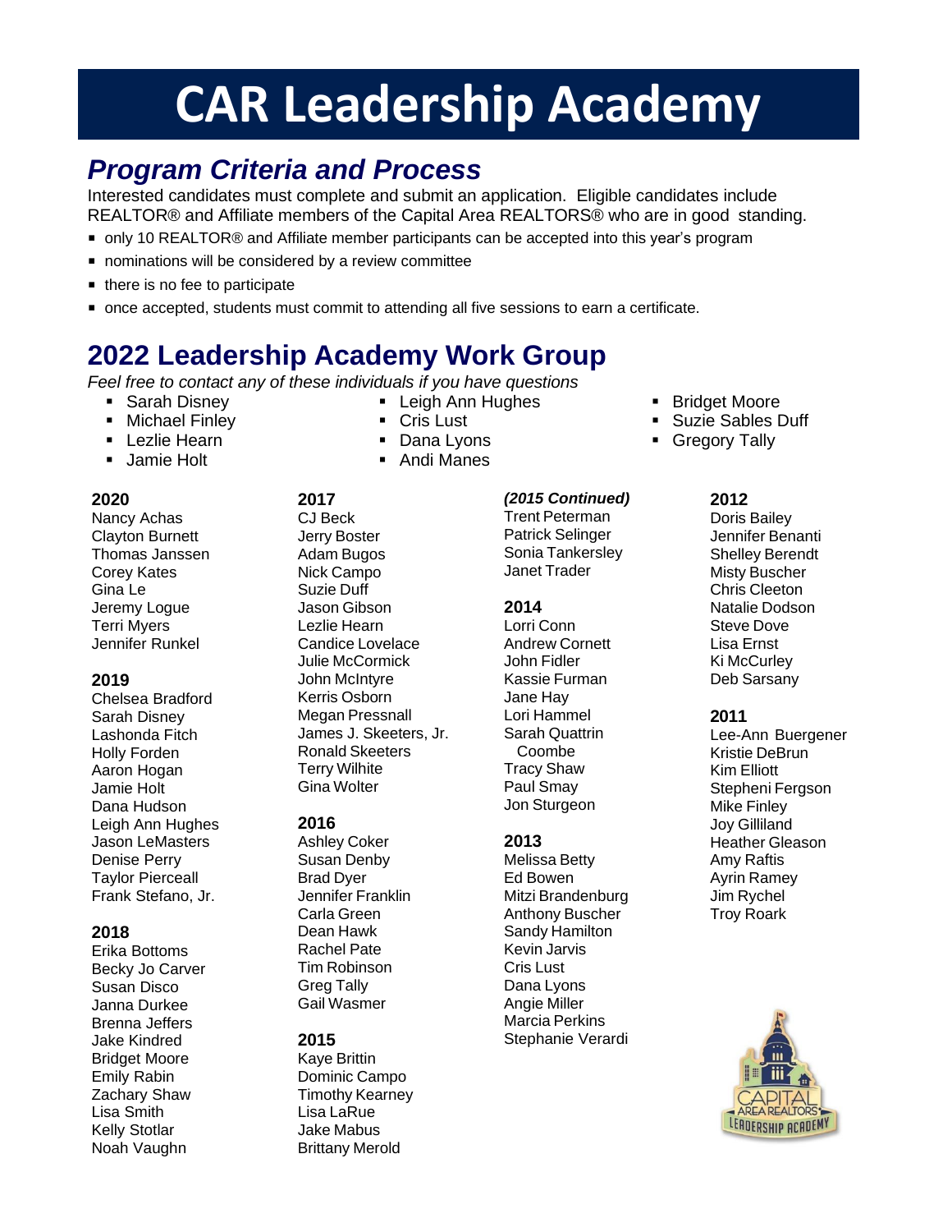# CAR Leadership Academy

## *Program Criteria and Process*

Interested candidates must complete and submit an application. Eligible candidates include REALTOR® and Affiliate members of the Capital Area REALTORS® who are in good standing.

- only 10 REALTOR® and Affiliate member participants can be accepted into this year's program
- nominations will be considered by a review committee
- there is no fee to participate
- once accepted, students must commit to attending all five sessions to earn a certificate.

## 2022 Leadership Academy Work Group

*Feel free to contact any of these individuals if you have questions*

- Sarah Disney
- Michael Finley
- Lezlie Hearn
- Jamie Holt
- Leigh Ann Hughes
- Cris Lust
- Dana Lyons
- Andi Manes
- Bridget Moore
- Suzie Sables Duff
- Gregory Tally

**2020**
Nancy Achas
Clayton Burnett
Thomas Janssen
Corey Kates
Gina Le
Jeremy Logue
Terri Myers
Jennifer Runkel

**2019**
Chelsea Bradford
Sarah Disney
Lashonda Fitch
Holly Forden
Aaron Hogan
Jamie Holt
Dana Hudson
Leigh Ann Hughes
Jason LeMasters
Denise Perry
Taylor Pierceall
Frank Stefano, Jr.

**2018**
Erika Bottoms
Becky Jo Carver
Susan Disco
Janna Durkee
Brenna Jeffers
Jake Kindred
Bridget Moore
Emily Rabin
Zachary Shaw
Lisa Smith
Kelly Stotlar
Noah Vaughn

**2017**
CJ Beck
Jerry Boster
Adam Bugos
Nick Campo
Suzie Duff
Jason Gibson
Lezlie Hearn
Candice Lovelace
Julie McCormick
John McIntyre
Kerris Osborn
Megan Pressnall
James J. Skeeters, Jr.
Ronald Skeeters
Terry Wilhite
Gina Wolter

**2016**
Ashley Coker
Susan Denby
Brad Dyer
Jennifer Franklin
Carla Green
Dean Hawk
Rachel Pate
Tim Robinson
Greg Tally
Gail Wasmer

**2015**
Kaye Brittin
Dominic Campo
Timothy Kearney
Lisa LaRue
Jake Mabus
Brittany Merold

***(2015 Continued)***
Trent Peterman
Patrick Selinger
Sonia Tankersley
Janet Trader

**2014**
Lorri Conn
Andrew Cornett
John Fidler
Kassie Furman
Jane Hay
Lori Hammel
Sarah Quattrin Coombe
Tracy Shaw
Paul Smay
Jon Sturgeon

**2013**
Melissa Betty
Ed Bowen
Mitzi Brandenburg
Anthony Buscher
Sandy Hamilton
Kevin Jarvis
Cris Lust
Dana Lyons
Angie Miller
Marcia Perkins
Stephanie Verardi

**2012**
Doris Bailey
Jennifer Benanti
Shelley Berendt
Misty Buscher
Chris Cleeton
Natalie Dodson
Steve Dove
Lisa Ernst
Ki McCurley
Deb Sarsany

**2011**
Lee-Ann Buergener
Kristie DeBrun
Kim Elliott
Stepheni Fergson
Mike Finley
Joy Gilliland
Heather Gleason
Amy Raftis
Ayrin Ramey
Jim Rychel
Troy Roark